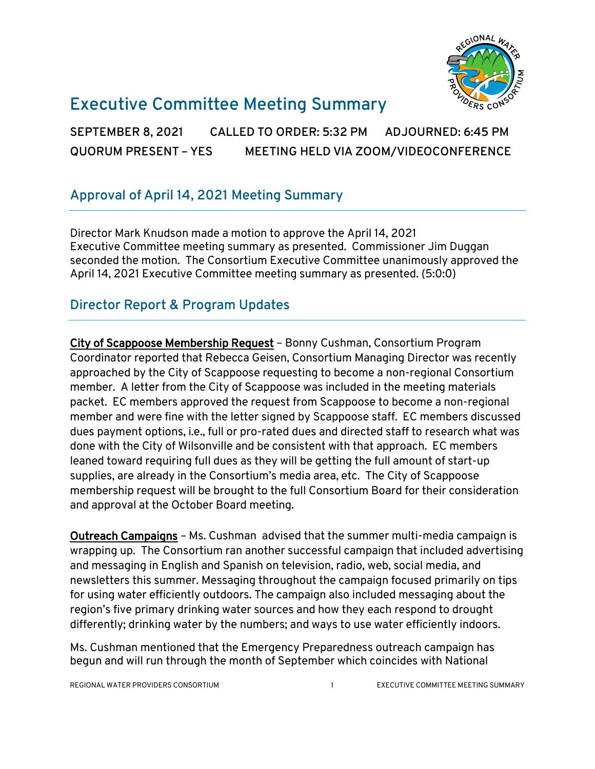# Executive Committee Meeting Summary

**SEPTEMBER 8, 2021 CALLED TO ORDER: 5:32 PM ADJOURNED: 6:45 PM**
**QUORUM PRESENT – YES MEETING HELD VIA ZOOM/VIDEOCONFERENCE**

## Approval of April 14, 2021 Meeting Summary

Director Mark Knudson made a motion to approve the April 14, 2021 Executive Committee meeting summary as presented. Commissioner Jim Duggan seconded the motion. The Consortium Executive Committee unanimously approved the April 14, 2021 Executive Committee meeting summary as presented. (5:0:0)

## Director Report & Program Updates

**City of Scappoose Membership Request** – Bonny Cushman, Consortium Program Coordinator reported that Rebecca Geisen, Consortium Managing Director was recently approached by the City of Scappoose requesting to become a non-regional Consortium member. A letter from the City of Scappoose was included in the meeting materials packet. EC members approved the request from Scappoose to become a non-regional member and were fine with the letter signed by Scappoose staff. EC members discussed dues payment options, i.e., full or pro-rated dues and directed staff to research what was done with the City of Wilsonville and be consistent with that approach. EC members leaned toward requiring full dues as they will be getting the full amount of start-up supplies, are already in the Consortium's media area, etc. The City of Scappoose membership request will be brought to the full Consortium Board for their consideration and approval at the October Board meeting.

**Outreach Campaigns** – Ms. Cushman advised that the summer multi-media campaign is wrapping up. The Consortium ran another successful campaign that included advertising and messaging in English and Spanish on television, radio, web, social media, and newsletters this summer. Messaging throughout the campaign focused primarily on tips for using water efficiently outdoors. The campaign also included messaging about the region's five primary drinking water sources and how they each respond to drought differently; drinking water by the numbers; and ways to use water efficiently indoors.

Ms. Cushman mentioned that the Emergency Preparedness outreach campaign has begun and will run through the month of September which coincides with National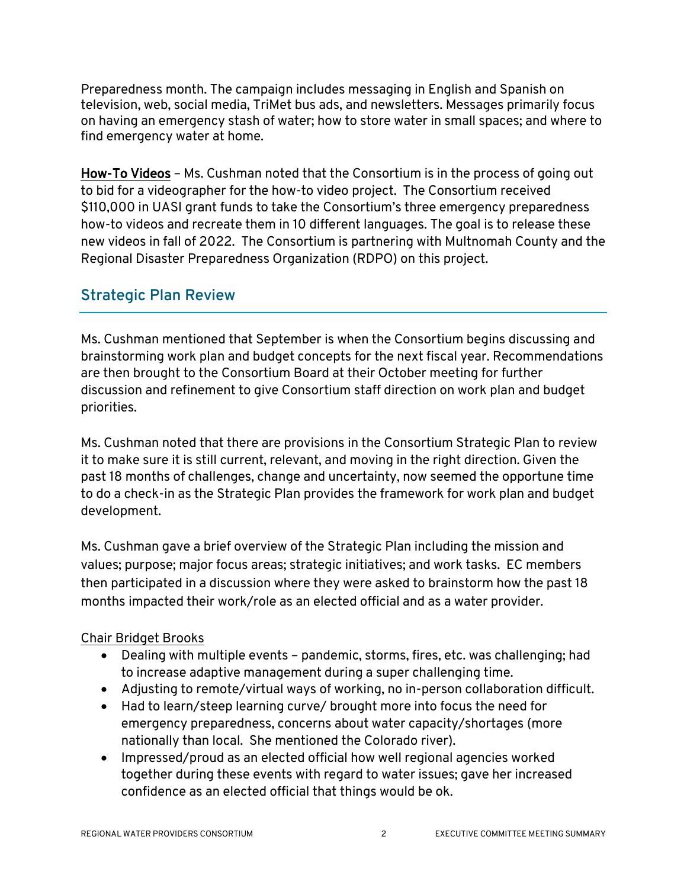Preparedness month. The campaign includes messaging in English and Spanish on television, web, social media, TriMet bus ads, and newsletters. Messages primarily focus on having an emergency stash of water; how to store water in small spaces; and where to find emergency water at home.

**How-To Videos** – Ms. Cushman noted that the Consortium is in the process of going out to bid for a videographer for the how-to video project. The Consortium received $110,000 in UASI grant funds to take the Consortium's three emergency preparedness how-to videos and recreate them in 10 different languages. The goal is to release these new videos in fall of 2022. The Consortium is partnering with Multnomah County and the Regional Disaster Preparedness Organization (RDPO) on this project.

## Strategic Plan Review

Ms. Cushman mentioned that September is when the Consortium begins discussing and brainstorming work plan and budget concepts for the next fiscal year. Recommendations are then brought to the Consortium Board at their October meeting for further discussion and refinement to give Consortium staff direction on work plan and budget priorities.

Ms. Cushman noted that there are provisions in the Consortium Strategic Plan to review it to make sure it is still current, relevant, and moving in the right direction. Given the past 18 months of challenges, change and uncertainty, now seemed the opportune time to do a check-in as the Strategic Plan provides the framework for work plan and budget development.

Ms. Cushman gave a brief overview of the Strategic Plan including the mission and values; purpose; major focus areas; strategic initiatives; and work tasks. EC members then participated in a discussion where they were asked to brainstorm how the past 18 months impacted their work/role as an elected official and as a water provider.

Chair Bridget Brooks

- Dealing with multiple events – pandemic, storms, fires, etc. was challenging; had to increase adaptive management during a super challenging time.
- Adjusting to remote/virtual ways of working, no in-person collaboration difficult.
- Had to learn/steep learning curve/ brought more into focus the need for emergency preparedness, concerns about water capacity/shortages (more nationally than local. She mentioned the Colorado river).
- Impressed/proud as an elected official how well regional agencies worked together during these events with regard to water issues; gave her increased confidence as an elected official that things would be ok.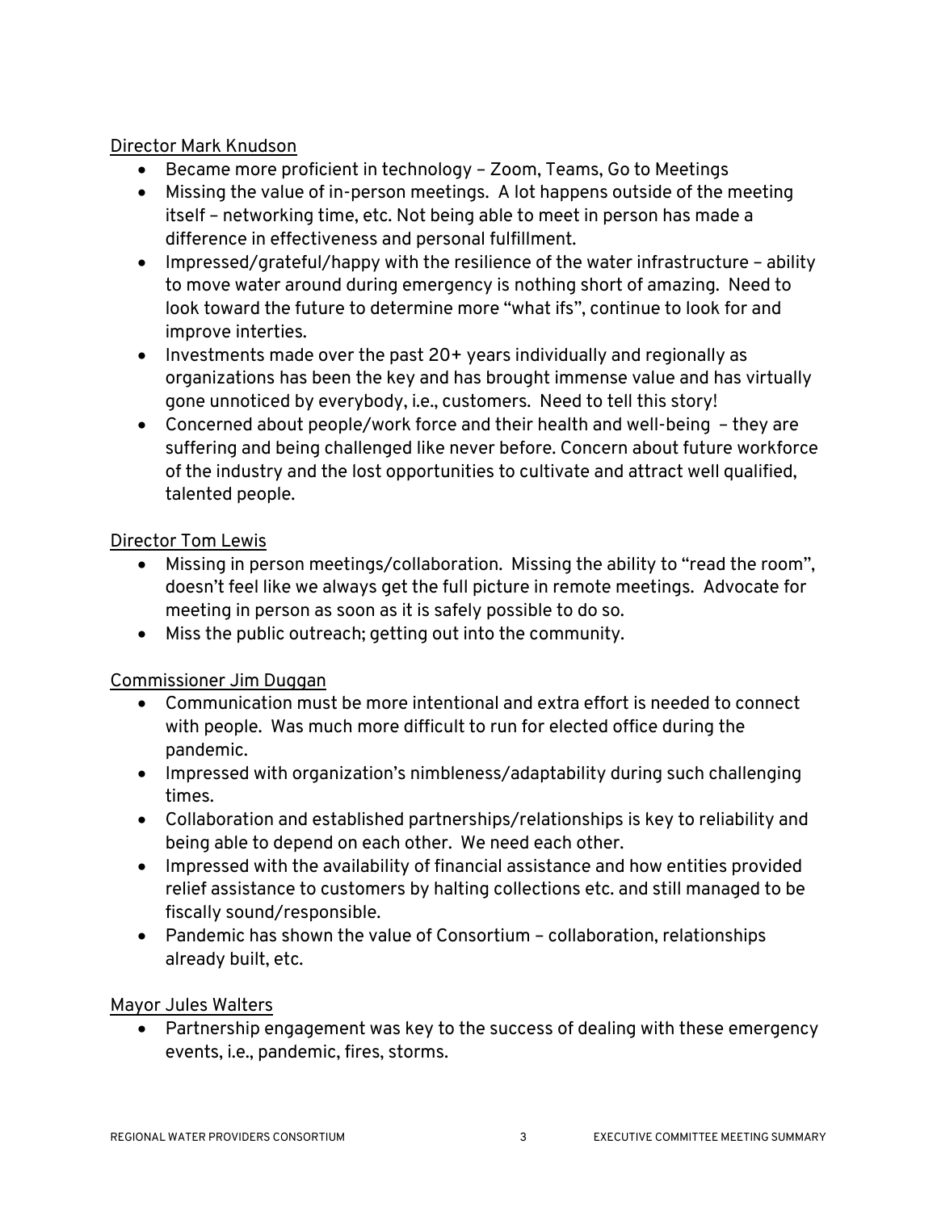Director Mark Knudson

- Became more proficient in technology – Zoom, Teams, Go to Meetings
- Missing the value of in-person meetings. A lot happens outside of the meeting itself – networking time, etc. Not being able to meet in person has made a difference in effectiveness and personal fulfillment.
- Impressed/grateful/happy with the resilience of the water infrastructure – ability to move water around during emergency is nothing short of amazing. Need to look toward the future to determine more "what ifs", continue to look for and improve interties.
- Investments made over the past 20+ years individually and regionally as organizations has been the key and has brought immense value and has virtually gone unnoticed by everybody, i.e., customers. Need to tell this story!
- Concerned about people/work force and their health and well-being – they are suffering and being challenged like never before. Concern about future workforce of the industry and the lost opportunities to cultivate and attract well qualified, talented people.

Director Tom Lewis

- Missing in person meetings/collaboration. Missing the ability to "read the room", doesn't feel like we always get the full picture in remote meetings. Advocate for meeting in person as soon as it is safely possible to do so.
- Miss the public outreach; getting out into the community.

Commissioner Jim Duggan

- Communication must be more intentional and extra effort is needed to connect with people. Was much more difficult to run for elected office during the pandemic.
- Impressed with organization's nimbleness/adaptability during such challenging times.
- Collaboration and established partnerships/relationships is key to reliability and being able to depend on each other. We need each other.
- Impressed with the availability of financial assistance and how entities provided relief assistance to customers by halting collections etc. and still managed to be fiscally sound/responsible.
- Pandemic has shown the value of Consortium – collaboration, relationships already built, etc.

Mayor Jules Walters

- Partnership engagement was key to the success of dealing with these emergency events, i.e., pandemic, fires, storms.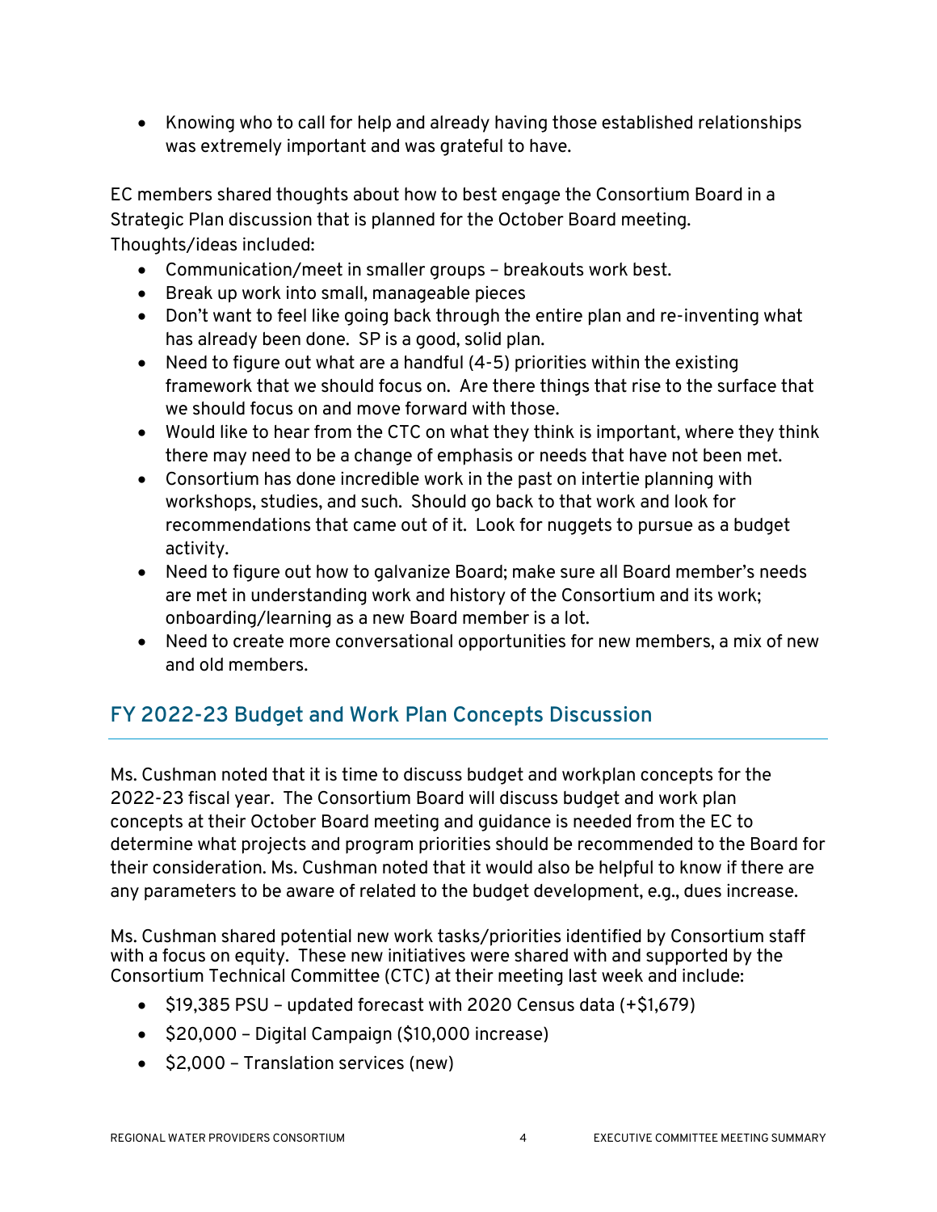- Knowing who to call for help and already having those established relationships was extremely important and was grateful to have.

EC members shared thoughts about how to best engage the Consortium Board in a Strategic Plan discussion that is planned for the October Board meeting. Thoughts/ideas included:

- Communication/meet in smaller groups – breakouts work best.
- Break up work into small, manageable pieces
- Don't want to feel like going back through the entire plan and re-inventing what has already been done. SP is a good, solid plan.
- Need to figure out what are a handful (4-5) priorities within the existing framework that we should focus on. Are there things that rise to the surface that we should focus on and move forward with those.
- Would like to hear from the CTC on what they think is important, where they think there may need to be a change of emphasis or needs that have not been met.
- Consortium has done incredible work in the past on intertie planning with workshops, studies, and such. Should go back to that work and look for recommendations that came out of it. Look for nuggets to pursue as a budget activity.
- Need to figure out how to galvanize Board; make sure all Board member's needs are met in understanding work and history of the Consortium and its work; onboarding/learning as a new Board member is a lot.
- Need to create more conversational opportunities for new members, a mix of new and old members.

## FY 2022-23 Budget and Work Plan Concepts Discussion

Ms. Cushman noted that it is time to discuss budget and workplan concepts for the 2022-23 fiscal year. The Consortium Board will discuss budget and work plan concepts at their October Board meeting and guidance is needed from the EC to determine what projects and program priorities should be recommended to the Board for their consideration. Ms. Cushman noted that it would also be helpful to know if there are any parameters to be aware of related to the budget development, e.g., dues increase.

Ms. Cushman shared potential new work tasks/priorities identified by Consortium staff with a focus on equity. These new initiatives were shared with and supported by the Consortium Technical Committee (CTC) at their meeting last week and include:

- $19,385 PSU – updated forecast with 2020 Census data (+$1,679)
- $20,000 – Digital Campaign ($10,000 increase)
- $2,000 – Translation services (new)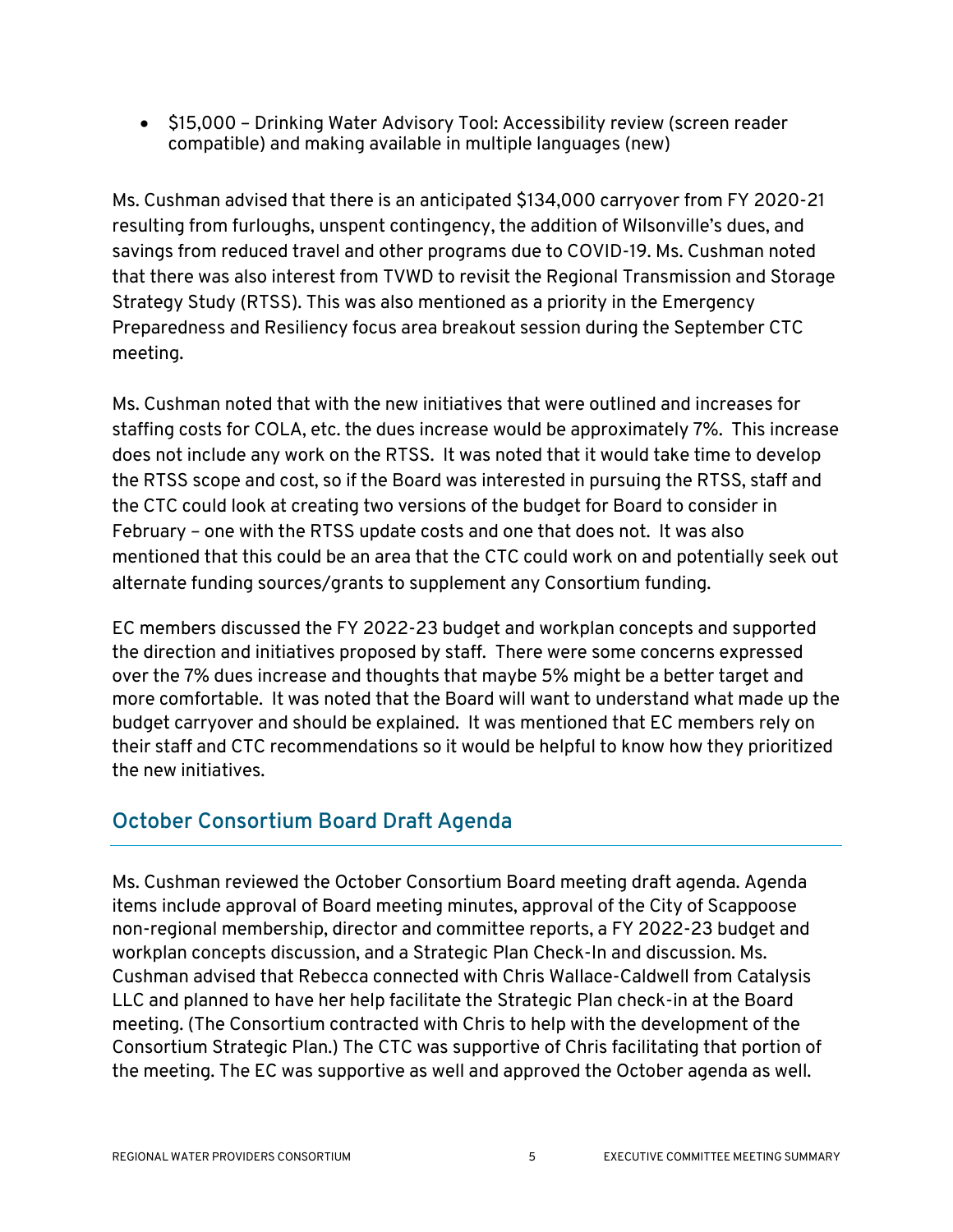- $15,000 – Drinking Water Advisory Tool: Accessibility review (screen reader compatible) and making available in multiple languages (new)

Ms. Cushman advised that there is an anticipated $134,000 carryover from FY 2020-21 resulting from furloughs, unspent contingency, the addition of Wilsonville's dues, and savings from reduced travel and other programs due to COVID-19. Ms. Cushman noted that there was also interest from TVWD to revisit the Regional Transmission and Storage Strategy Study (RTSS). This was also mentioned as a priority in the Emergency Preparedness and Resiliency focus area breakout session during the September CTC meeting.

Ms. Cushman noted that with the new initiatives that were outlined and increases for staffing costs for COLA, etc. the dues increase would be approximately 7%. This increase does not include any work on the RTSS. It was noted that it would take time to develop the RTSS scope and cost, so if the Board was interested in pursuing the RTSS, staff and the CTC could look at creating two versions of the budget for Board to consider in February – one with the RTSS update costs and one that does not. It was also mentioned that this could be an area that the CTC could work on and potentially seek out alternate funding sources/grants to supplement any Consortium funding.

EC members discussed the FY 2022-23 budget and workplan concepts and supported the direction and initiatives proposed by staff. There were some concerns expressed over the 7% dues increase and thoughts that maybe 5% might be a better target and more comfortable. It was noted that the Board will want to understand what made up the budget carryover and should be explained. It was mentioned that EC members rely on their staff and CTC recommendations so it would be helpful to know how they prioritized the new initiatives.

## October Consortium Board Draft Agenda

Ms. Cushman reviewed the October Consortium Board meeting draft agenda. Agenda items include approval of Board meeting minutes, approval of the City of Scappoose non-regional membership, director and committee reports, a FY 2022-23 budget and workplan concepts discussion, and a Strategic Plan Check-In and discussion. Ms. Cushman advised that Rebecca connected with Chris Wallace-Caldwell from Catalysis LLC and planned to have her help facilitate the Strategic Plan check-in at the Board meeting. (The Consortium contracted with Chris to help with the development of the Consortium Strategic Plan.) The CTC was supportive of Chris facilitating that portion of the meeting. The EC was supportive as well and approved the October agenda as well.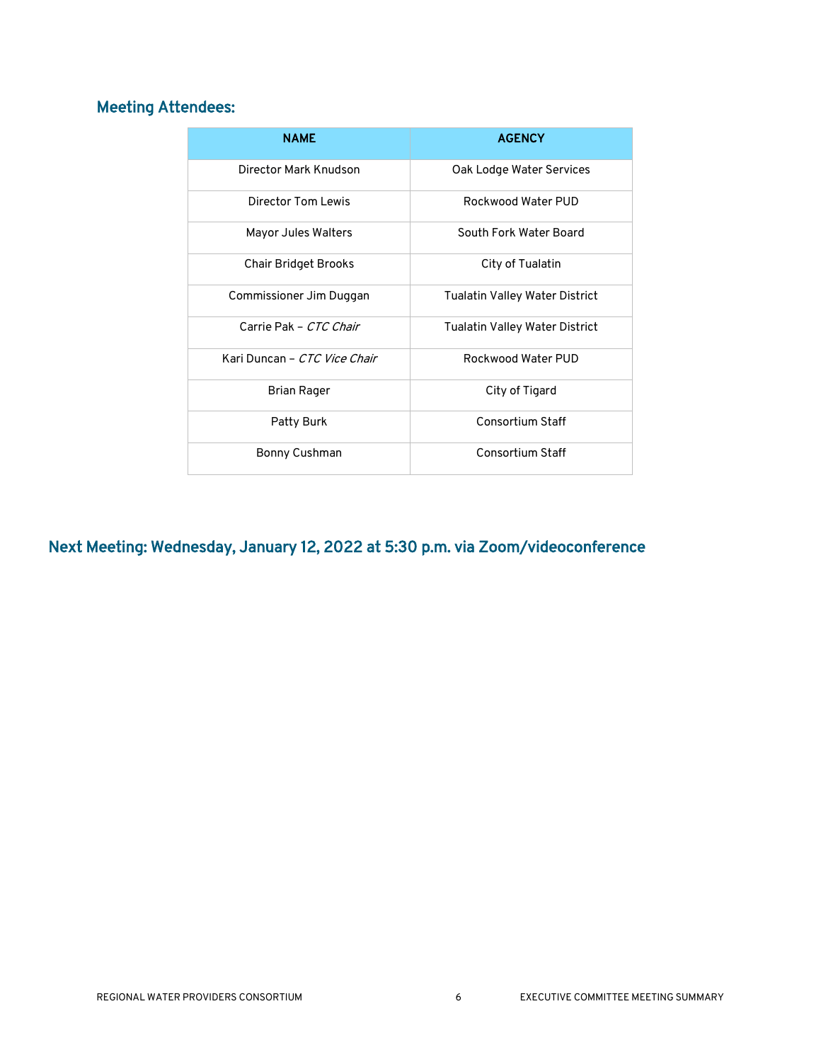## Meeting Attendees:

| NAME | AGENCY |
| --- | --- |
| Director Mark Knudson | Oak Lodge Water Services |
| Director Tom Lewis | Rockwood Water PUD |
| Mayor Jules Walters | South Fork Water Board |
| Chair Bridget Brooks | City of Tualatin |
| Commissioner Jim Duggan | Tualatin Valley Water District |
| Carrie Pak – *CTC Chair* | Tualatin Valley Water District |
| Kari Duncan – *CTC Vice Chair* | Rockwood Water PUD |
| Brian Rager | City of Tigard |
| Patty Burk | Consortium Staff |
| Bonny Cushman | Consortium Staff |

## Next Meeting: Wednesday, January 12, 2022 at 5:30 p.m. via Zoom/videoconference